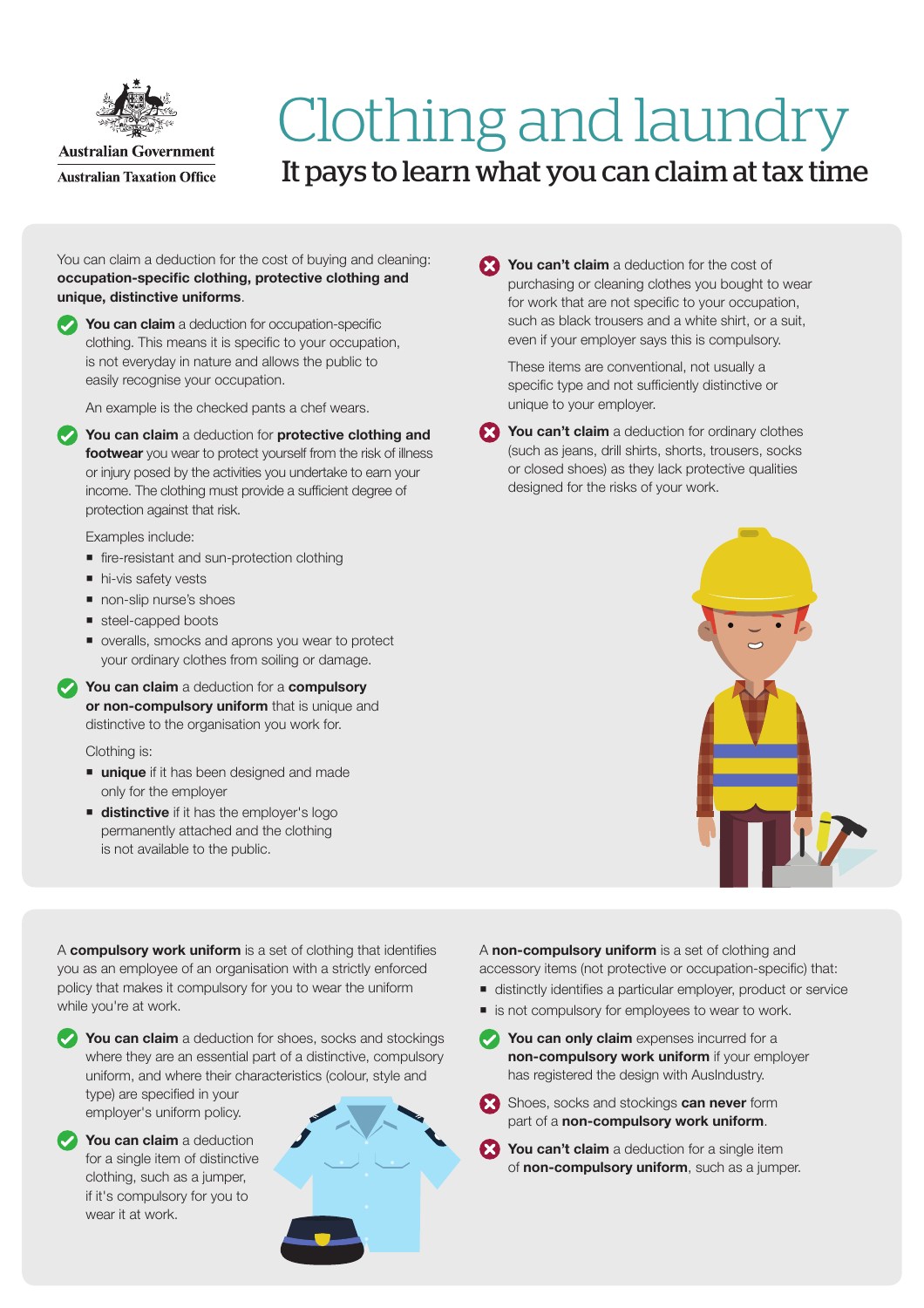Australian Government
Australian Taxation Office

# Clothing and laundry

## It pays to learn what you can claim at tax time

You can claim a deduction for the cost of buying and cleaning: **occupation-specific clothing, protective clothing and unique, distinctive uniforms**.

✔ **You can claim** a deduction for occupation-specific clothing. This means it is specific to your occupation, is not everyday in nature and allows the public to easily recognise your occupation.

An example is the checked pants a chef wears.

✔ **You can claim** a deduction for **protective clothing and footwear** you wear to protect yourself from the risk of illness or injury posed by the activities you undertake to earn your income. The clothing must provide a sufficient degree of protection against that risk.

Examples include:

- fire-resistant and sun-protection clothing
- hi-vis safety vests
- non-slip nurse's shoes
- steel-capped boots
- overalls, smocks and aprons you wear to protect your ordinary clothes from soiling or damage.

✔ **You can claim** a deduction for a **compulsory or non-compulsory uniform** that is unique and distinctive to the organisation you work for.

Clothing is:

- **unique** if it has been designed and made only for the employer
- **distinctive** if it has the employer's logo permanently attached and the clothing is not available to the public.

✘ **You can't claim** a deduction for the cost of purchasing or cleaning clothes you bought to wear for work that are not specific to your occupation, such as black trousers and a white shirt, or a suit, even if your employer says this is compulsory.

These items are conventional, not usually a specific type and not sufficiently distinctive or unique to your employer.

✘ **You can't claim** a deduction for ordinary clothes (such as jeans, drill shirts, shorts, trousers, socks or closed shoes) as they lack protective qualities designed for the risks of your work.

A **compulsory work uniform** is a set of clothing that identifies you as an employee of an organisation with a strictly enforced policy that makes it compulsory for you to wear the uniform while you're at work.

✔ **You can claim** a deduction for shoes, socks and stockings where they are an essential part of a distinctive, compulsory uniform, and where their characteristics (colour, style and type) are specified in your employer's uniform policy.

✔ **You can claim** a deduction for a single item of distinctive clothing, such as a jumper, if it's compulsory for you to wear it at work.

A **non-compulsory uniform** is a set of clothing and accessory items (not protective or occupation-specific) that:

- distinctly identifies a particular employer, product or service
- is not compulsory for employees to wear to work.

✔ **You can only claim** expenses incurred for a **non-compulsory work uniform** if your employer has registered the design with AusIndustry.

✘ Shoes, socks and stockings **can never** form part of a **non-compulsory work uniform**.

✘ **You can't claim** a deduction for a single item of **non-compulsory uniform**, such as a jumper.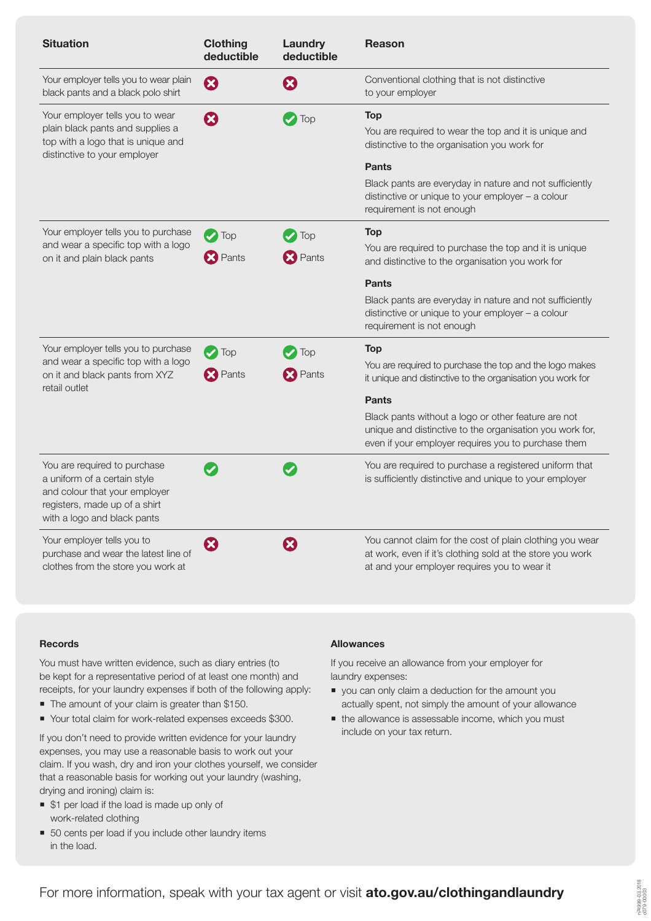| Situation | Clothing deductible | Laundry deductible | Reason |
| --- | --- | --- | --- |
| Your employer tells you to wear plain black pants and a black polo shirt | ✗ | ✗ | Conventional clothing that is not distinctive to your employer |
| Your employer tells you to wear plain black pants and supplies a top with a logo that is unique and distinctive to your employer | ✗ | ✓ Top | **Top** You are required to wear the top and it is unique and distinctive to the organisation you work for **Pants** Black pants are everyday in nature and not sufficiently distinctive or unique to your employer – a colour requirement is not enough |
| Your employer tells you to purchase and wear a specific top with a logo on it and plain black pants | ✓ Top ✗ Pants | ✓ Top ✗ Pants | **Top** You are required to purchase the top and it is unique and distinctive to the organisation you work for **Pants** Black pants are everyday in nature and not sufficiently distinctive or unique to your employer – a colour requirement is not enough |
| Your employer tells you to purchase and wear a specific top with a logo on it and black pants from XYZ retail outlet | ✓ Top ✗ Pants | ✓ Top ✗ Pants | **Top** You are required to purchase the top and the logo makes it unique and distinctive to the organisation you work for **Pants** Black pants without a logo or other feature are not unique and distinctive to the organisation you work for, even if your employer requires you to purchase them |
| You are required to purchase a uniform of a certain style and colour that your employer registers, made up of a shirt with a logo and black pants | ✓ | ✓ | You are required to purchase a registered uniform that is sufficiently distinctive and unique to your employer |
| Your employer tells you to purchase and wear the latest line of clothes from the store you work at | ✗ | ✗ | You cannot claim for the cost of plain clothing you wear at work, even if it's clothing sold at the store you work at and your employer requires you to wear it |

### Records

You must have written evidence, such as diary entries (to be kept for a representative period of at least one month) and receipts, for your laundry expenses if both of the following apply:

- The amount of your claim is greater than $150.
- Your total claim for work-related expenses exceeds $300.

If you don't need to provide written evidence for your laundry expenses, you may use a reasonable basis to work out your claim. If you wash, dry and iron your clothes yourself, we consider that a reasonable basis for working out your laundry (washing, drying and ironing) claim is:

- $1 per load if the load is made up only of work-related clothing
- 50 cents per load if you include other laundry items in the load.

### Allowances

If you receive an allowance from your employer for laundry expenses:

- you can only claim a deduction for the amount you actually spent, not simply the amount of your allowance
- the allowance is assessable income, which you must include on your tax return.

For more information, speak with your tax agent or visit **ato.gov.au/clothingandlaundry**